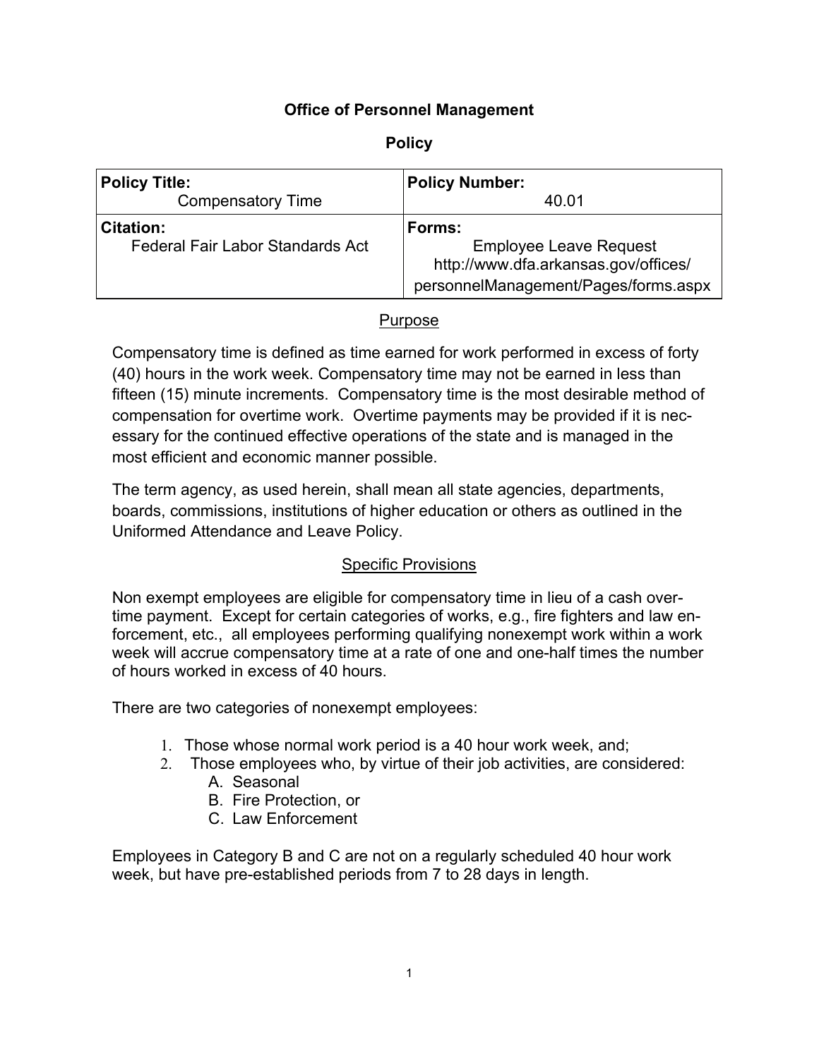**Office of Personnel Management**

**Policy**

| **Policy Title:** Compensatory Time | **Policy Number:** 40.01 |
|---|---|
| **Citation:** Federal Fair Labor Standards Act | **Forms:** Employee Leave Request http://www.dfa.arkansas.gov/offices/personnelManagement/Pages/forms.aspx |

## Purpose

Compensatory time is defined as time earned for work performed in excess of forty (40) hours in the work week. Compensatory time may not be earned in less than fifteen (15) minute increments. Compensatory time is the most desirable method of compensation for overtime work. Overtime payments may be provided if it is necessary for the continued effective operations of the state and is managed in the most efficient and economic manner possible.

The term agency, as used herein, shall mean all state agencies, departments, boards, commissions, institutions of higher education or others as outlined in the Uniformed Attendance and Leave Policy.

## Specific Provisions

Non exempt employees are eligible for compensatory time in lieu of a cash overtime payment. Except for certain categories of works, e.g., fire fighters and law enforcement, etc., all employees performing qualifying nonexempt work within a work week will accrue compensatory time at a rate of one and one-half times the number of hours worked in excess of 40 hours.

There are two categories of nonexempt employees:

1. Those whose normal work period is a 40 hour work week, and;
2. Those employees who, by virtue of their job activities, are considered:
   A. Seasonal
   B. Fire Protection, or
   C. Law Enforcement

Employees in Category B and C are not on a regularly scheduled 40 hour work week, but have pre-established periods from 7 to 28 days in length.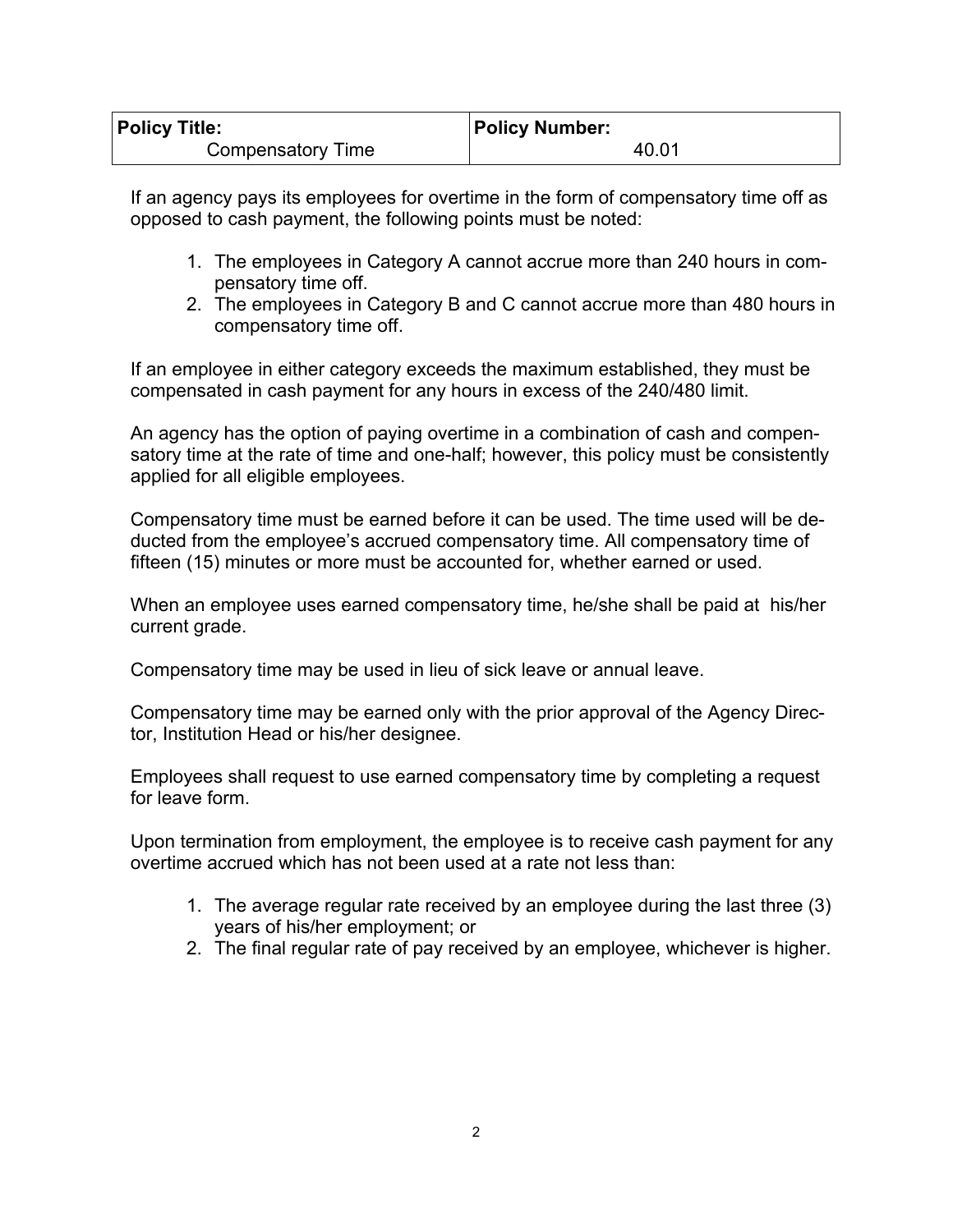| Policy Title: | Policy Number: |
|---|---|
| Compensatory Time | 40.01 |

If an agency pays its employees for overtime in the form of compensatory time off as opposed to cash payment, the following points must be noted:

1. The employees in Category A cannot accrue more than 240 hours in compensatory time off.
2. The employees in Category B and C cannot accrue more than 480 hours in compensatory time off.

If an employee in either category exceeds the maximum established, they must be compensated in cash payment for any hours in excess of the 240/480 limit.

An agency has the option of paying overtime in a combination of cash and compensatory time at the rate of time and one-half; however, this policy must be consistently applied for all eligible employees.

Compensatory time must be earned before it can be used. The time used will be deducted from the employee's accrued compensatory time. All compensatory time of fifteen (15) minutes or more must be accounted for, whether earned or used.

When an employee uses earned compensatory time, he/she shall be paid at his/her current grade.

Compensatory time may be used in lieu of sick leave or annual leave.

Compensatory time may be earned only with the prior approval of the Agency Director, Institution Head or his/her designee.

Employees shall request to use earned compensatory time by completing a request for leave form.

Upon termination from employment, the employee is to receive cash payment for any overtime accrued which has not been used at a rate not less than:

1. The average regular rate received by an employee during the last three (3) years of his/her employment; or
2. The final regular rate of pay received by an employee, whichever is higher.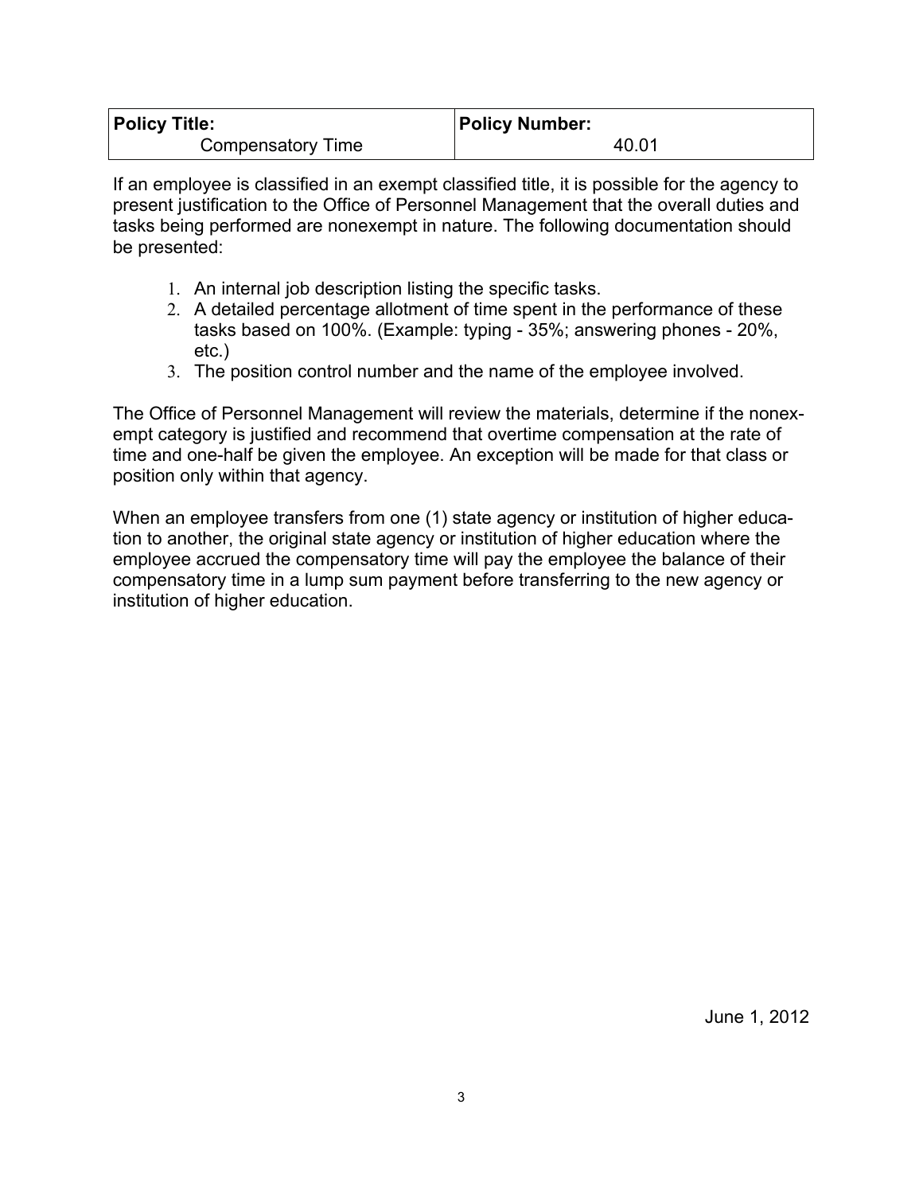| Policy Title: | Policy Number: |
| --- | --- |
| Compensatory Time | 40.01 |

If an employee is classified in an exempt classified title, it is possible for the agency to present justification to the Office of Personnel Management that the overall duties and tasks being performed are nonexempt in nature. The following documentation should be presented:

1. An internal job description listing the specific tasks.
2. A detailed percentage allotment of time spent in the performance of these tasks based on 100%. (Example: typing - 35%; answering phones - 20%, etc.)
3. The position control number and the name of the employee involved.

The Office of Personnel Management will review the materials, determine if the nonexempt category is justified and recommend that overtime compensation at the rate of time and one-half be given the employee. An exception will be made for that class or position only within that agency.

When an employee transfers from one (1) state agency or institution of higher education to another, the original state agency or institution of higher education where the employee accrued the compensatory time will pay the employee the balance of their compensatory time in a lump sum payment before transferring to the new agency or institution of higher education.

June 1, 2012